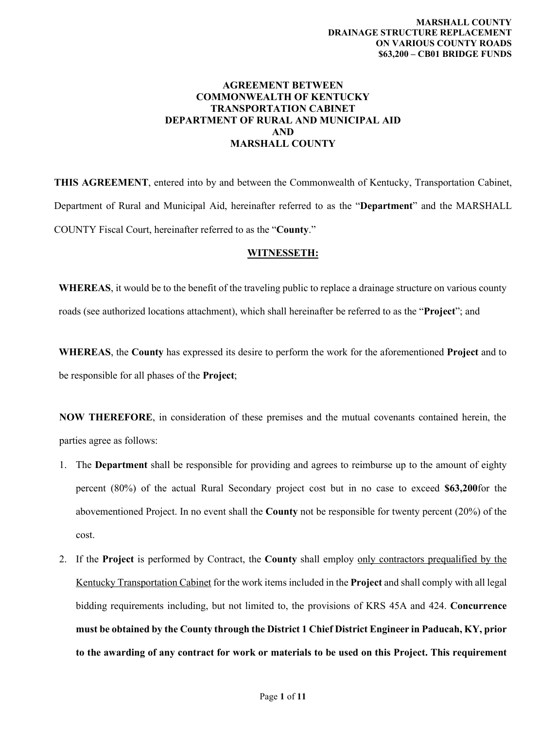**MARSHALL COUNTY**
**DRAINAGE STRUCTURE REPLACEMENT**
**ON VARIOUS COUNTY ROADS**
**$63,200 – CB01 BRIDGE FUNDS**

# AGREEMENT BETWEEN COMMONWEALTH OF KENTUCKY TRANSPORTATION CABINET DEPARTMENT OF RURAL AND MUNICIPAL AID AND MARSHALL COUNTY

**THIS AGREEMENT**, entered into by and between the Commonwealth of Kentucky, Transportation Cabinet, Department of Rural and Municipal Aid, hereinafter referred to as the "**Department**" and the MARSHALL COUNTY Fiscal Court, hereinafter referred to as the "**County**."

## WITNESSETH:

**WHEREAS**, it would be to the benefit of the traveling public to replace a drainage structure on various county roads (see authorized locations attachment), which shall hereinafter be referred to as the "**Project**"; and

**WHEREAS**, the **County** has expressed its desire to perform the work for the aforementioned **Project** and to be responsible for all phases of the **Project**;

**NOW THEREFORE**, in consideration of these premises and the mutual covenants contained herein, the parties agree as follows:

1. The **Department** shall be responsible for providing and agrees to reimburse up to the amount of eighty percent (80%) of the actual Rural Secondary project cost but in no case to exceed **$63,200**for the abovementioned Project. In no event shall the **County** not be responsible for twenty percent (20%) of the cost.
2. If the **Project** is performed by Contract, the **County** shall employ only contractors prequalified by the Kentucky Transportation Cabinet for the work items included in the **Project** and shall comply with all legal bidding requirements including, but not limited to, the provisions of KRS 45A and 424. **Concurrence must be obtained by the County through the District 1 Chief District Engineer in Paducah, KY, prior to the awarding of any contract for work or materials to be used on this Project. This requirement**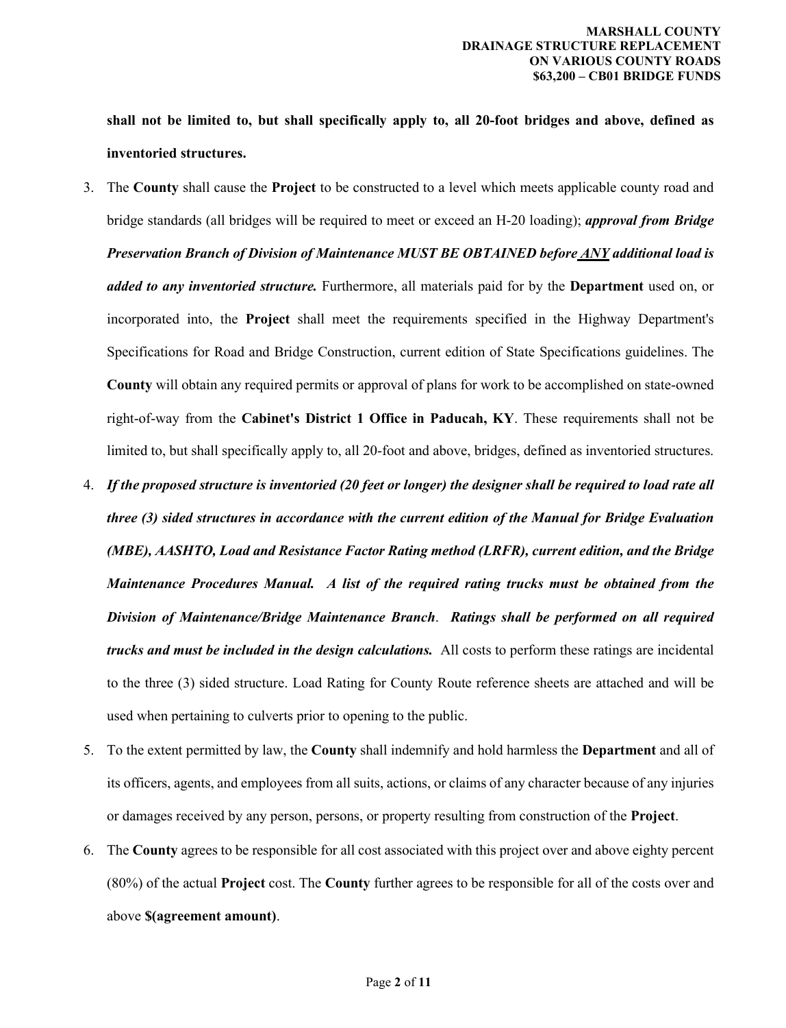**shall not be limited to, but shall specifically apply to, all 20-foot bridges and above, defined as inventoried structures.**

3. The **County** shall cause the **Project** to be constructed to a level which meets applicable county road and bridge standards (all bridges will be required to meet or exceed an H-20 loading); ***approval from Bridge Preservation Branch of Division of Maintenance MUST BE OBTAINED before ANY additional load is added to any inventoried structure.*** Furthermore, all materials paid for by the **Department** used on, or incorporated into, the **Project** shall meet the requirements specified in the Highway Department's Specifications for Road and Bridge Construction, current edition of State Specifications guidelines. The **County** will obtain any required permits or approval of plans for work to be accomplished on state-owned right-of-way from the **Cabinet's District 1 Office in Paducah, KY**. These requirements shall not be limited to, but shall specifically apply to, all 20-foot and above, bridges, defined as inventoried structures.
4. ***If the proposed structure is inventoried (20 feet or longer) the designer shall be required to load rate all three (3) sided structures in accordance with the current edition of the Manual for Bridge Evaluation (MBE), AASHTO, Load and Resistance Factor Rating method (LRFR), current edition, and the Bridge Maintenance Procedures Manual. A list of the required rating trucks must be obtained from the Division of Maintenance/Bridge Maintenance Branch. Ratings shall be performed on all required trucks and must be included in the design calculations.*** All costs to perform these ratings are incidental to the three (3) sided structure. Load Rating for County Route reference sheets are attached and will be used when pertaining to culverts prior to opening to the public.
5. To the extent permitted by law, the **County** shall indemnify and hold harmless the **Department** and all of its officers, agents, and employees from all suits, actions, or claims of any character because of any injuries or damages received by any person, persons, or property resulting from construction of the **Project**.
6. The **County** agrees to be responsible for all cost associated with this project over and above eighty percent (80%) of the actual **Project** cost. The **County** further agrees to be responsible for all of the costs over and above **$(agreement amount)**.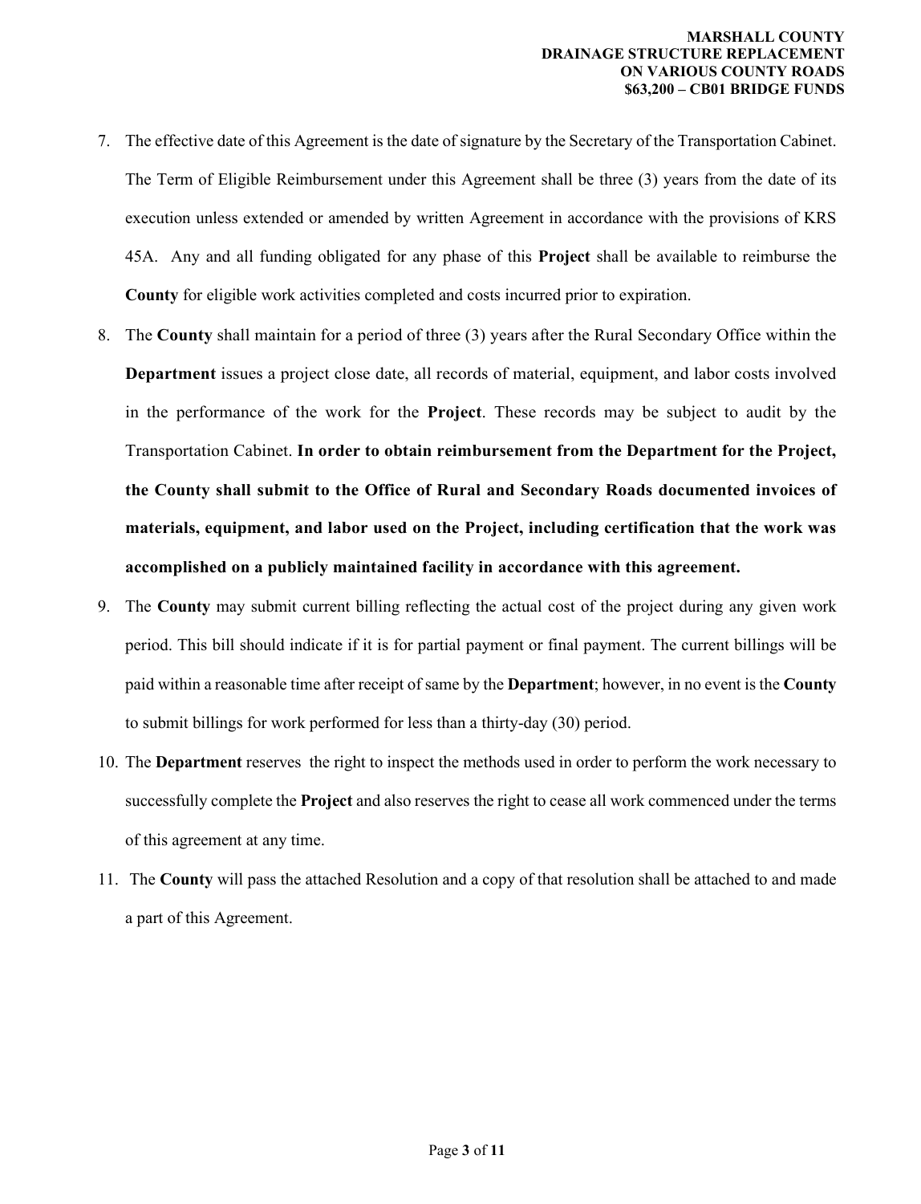7. The effective date of this Agreement is the date of signature by the Secretary of the Transportation Cabinet. The Term of Eligible Reimbursement under this Agreement shall be three (3) years from the date of its execution unless extended or amended by written Agreement in accordance with the provisions of KRS 45A. Any and all funding obligated for any phase of this **Project** shall be available to reimburse the **County** for eligible work activities completed and costs incurred prior to expiration.
8. The **County** shall maintain for a period of three (3) years after the Rural Secondary Office within the **Department** issues a project close date, all records of material, equipment, and labor costs involved in the performance of the work for the **Project**. These records may be subject to audit by the Transportation Cabinet. **In order to obtain reimbursement from the Department for the Project, the County shall submit to the Office of Rural and Secondary Roads documented invoices of materials, equipment, and labor used on the Project, including certification that the work was accomplished on a publicly maintained facility in accordance with this agreement.**
9. The **County** may submit current billing reflecting the actual cost of the project during any given work period. This bill should indicate if it is for partial payment or final payment. The current billings will be paid within a reasonable time after receipt of same by the **Department**; however, in no event is the **County** to submit billings for work performed for less than a thirty-day (30) period.
10. The **Department** reserves the right to inspect the methods used in order to perform the work necessary to successfully complete the **Project** and also reserves the right to cease all work commenced under the terms of this agreement at any time.
11. The **County** will pass the attached Resolution and a copy of that resolution shall be attached to and made a part of this Agreement.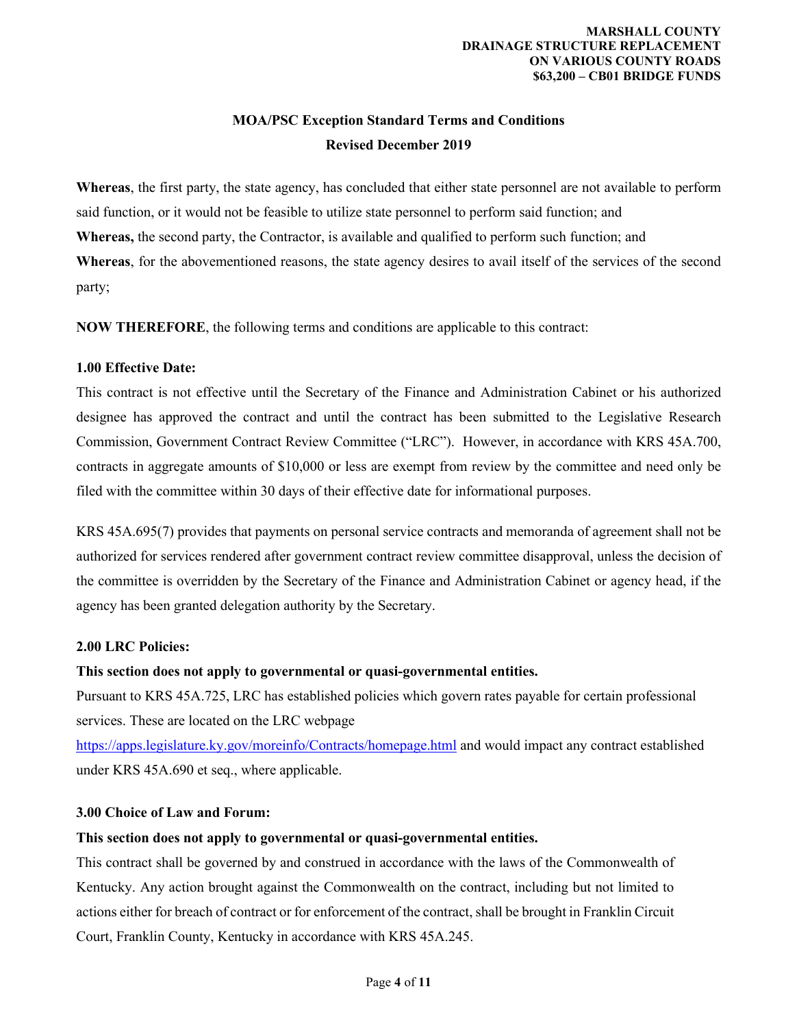## MOA/PSC Exception Standard Terms and Conditions

**Revised December 2019**

**Whereas**, the first party, the state agency, has concluded that either state personnel are not available to perform said function, or it would not be feasible to utilize state personnel to perform said function; and

**Whereas,** the second party, the Contractor, is available and qualified to perform such function; and

**Whereas**, for the abovementioned reasons, the state agency desires to avail itself of the services of the second party;

**NOW THEREFORE**, the following terms and conditions are applicable to this contract:

**1.00 Effective Date:**

This contract is not effective until the Secretary of the Finance and Administration Cabinet or his authorized designee has approved the contract and until the contract has been submitted to the Legislative Research Commission, Government Contract Review Committee ("LRC"). However, in accordance with KRS 45A.700, contracts in aggregate amounts of $10,000 or less are exempt from review by the committee and need only be filed with the committee within 30 days of their effective date for informational purposes.

KRS 45A.695(7) provides that payments on personal service contracts and memoranda of agreement shall not be authorized for services rendered after government contract review committee disapproval, unless the decision of the committee is overridden by the Secretary of the Finance and Administration Cabinet or agency head, if the agency has been granted delegation authority by the Secretary.

**2.00 LRC Policies:**

**This section does not apply to governmental or quasi-governmental entities.**

Pursuant to KRS 45A.725, LRC has established policies which govern rates payable for certain professional services. These are located on the LRC webpage https://apps.legislature.ky.gov/moreinfo/Contracts/homepage.html and would impact any contract established under KRS 45A.690 et seq., where applicable.

**3.00 Choice of Law and Forum:**

**This section does not apply to governmental or quasi-governmental entities.**

This contract shall be governed by and construed in accordance with the laws of the Commonwealth of Kentucky. Any action brought against the Commonwealth on the contract, including but not limited to actions either for breach of contract or for enforcement of the contract, shall be brought in Franklin Circuit Court, Franklin County, Kentucky in accordance with KRS 45A.245.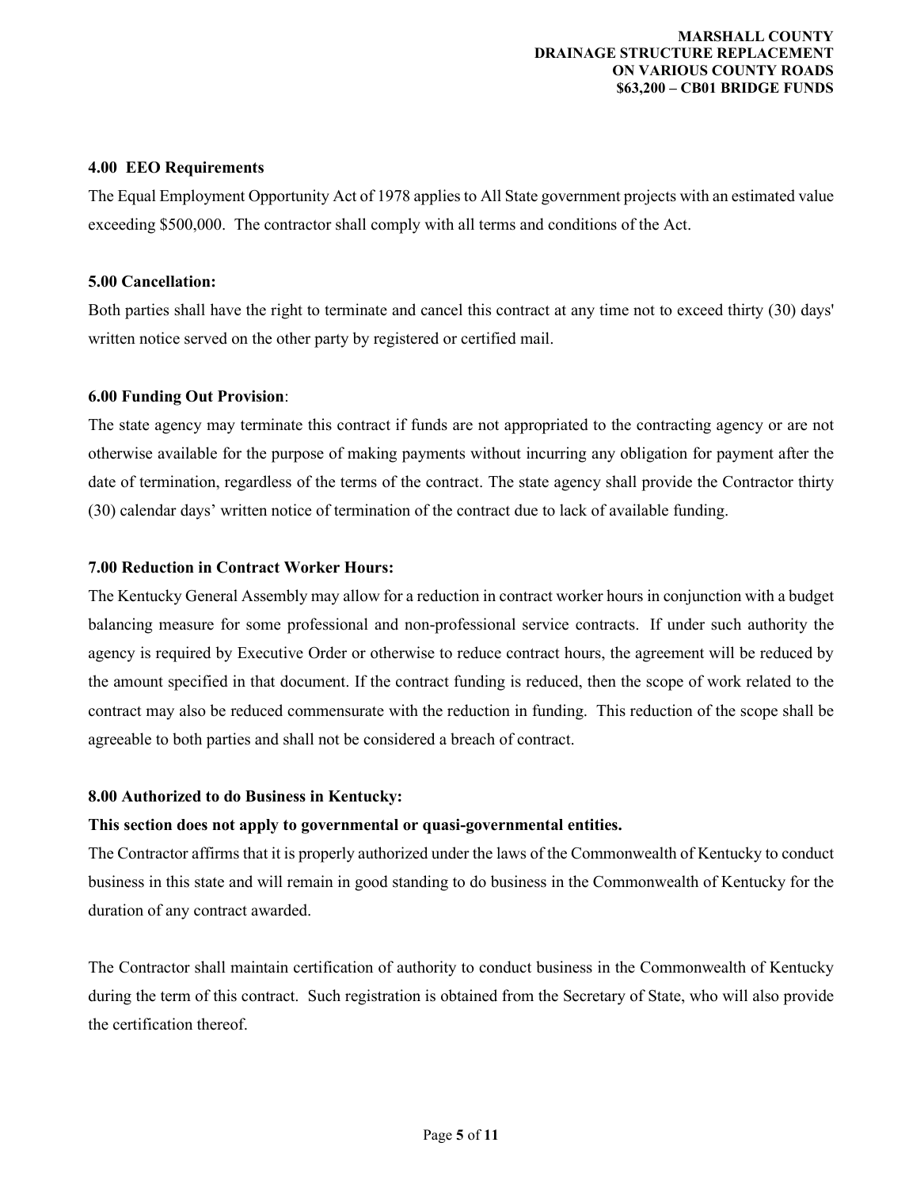**4.00 EEO Requirements**

The Equal Employment Opportunity Act of 1978 applies to All State government projects with an estimated value exceeding $500,000. The contractor shall comply with all terms and conditions of the Act.

**5.00 Cancellation:**

Both parties shall have the right to terminate and cancel this contract at any time not to exceed thirty (30) days' written notice served on the other party by registered or certified mail.

**6.00 Funding Out Provision**:

The state agency may terminate this contract if funds are not appropriated to the contracting agency or are not otherwise available for the purpose of making payments without incurring any obligation for payment after the date of termination, regardless of the terms of the contract. The state agency shall provide the Contractor thirty (30) calendar days' written notice of termination of the contract due to lack of available funding.

**7.00 Reduction in Contract Worker Hours:**

The Kentucky General Assembly may allow for a reduction in contract worker hours in conjunction with a budget balancing measure for some professional and non-professional service contracts. If under such authority the agency is required by Executive Order or otherwise to reduce contract hours, the agreement will be reduced by the amount specified in that document. If the contract funding is reduced, then the scope of work related to the contract may also be reduced commensurate with the reduction in funding. This reduction of the scope shall be agreeable to both parties and shall not be considered a breach of contract.

**8.00 Authorized to do Business in Kentucky:**

**This section does not apply to governmental or quasi-governmental entities.**

The Contractor affirms that it is properly authorized under the laws of the Commonwealth of Kentucky to conduct business in this state and will remain in good standing to do business in the Commonwealth of Kentucky for the duration of any contract awarded.

The Contractor shall maintain certification of authority to conduct business in the Commonwealth of Kentucky during the term of this contract. Such registration is obtained from the Secretary of State, who will also provide the certification thereof.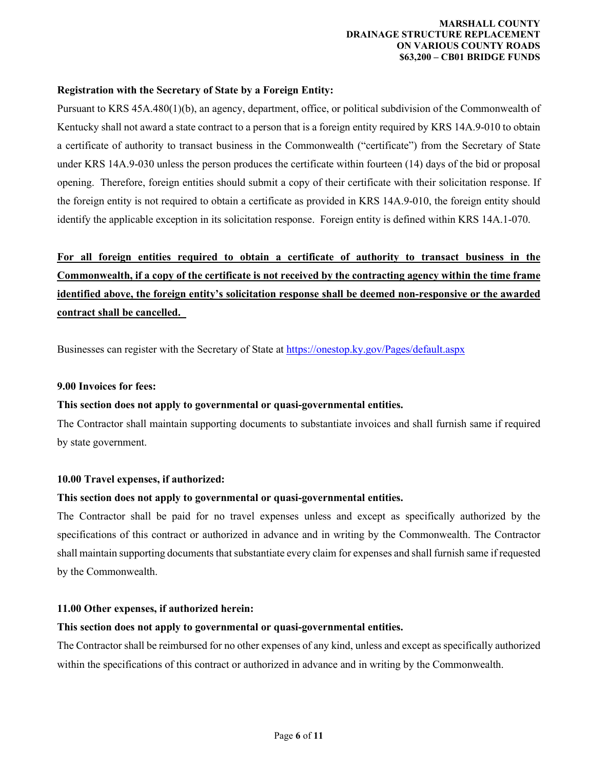**Registration with the Secretary of State by a Foreign Entity:**

Pursuant to KRS 45A.480(1)(b), an agency, department, office, or political subdivision of the Commonwealth of Kentucky shall not award a state contract to a person that is a foreign entity required by KRS 14A.9-010 to obtain a certificate of authority to transact business in the Commonwealth ("certificate") from the Secretary of State under KRS 14A.9-030 unless the person produces the certificate within fourteen (14) days of the bid or proposal opening. Therefore, foreign entities should submit a copy of their certificate with their solicitation response. If the foreign entity is not required to obtain a certificate as provided in KRS 14A.9-010, the foreign entity should identify the applicable exception in its solicitation response. Foreign entity is defined within KRS 14A.1-070.

**For all foreign entities required to obtain a certificate of authority to transact business in the Commonwealth, if a copy of the certificate is not received by the contracting agency within the time frame identified above, the foreign entity's solicitation response shall be deemed non-responsive or the awarded contract shall be cancelled.**

Businesses can register with the Secretary of State at https://onestop.ky.gov/Pages/default.aspx

**9.00 Invoices for fees:**

**This section does not apply to governmental or quasi-governmental entities.**

The Contractor shall maintain supporting documents to substantiate invoices and shall furnish same if required by state government.

**10.00 Travel expenses, if authorized:**

**This section does not apply to governmental or quasi-governmental entities.**

The Contractor shall be paid for no travel expenses unless and except as specifically authorized by the specifications of this contract or authorized in advance and in writing by the Commonwealth. The Contractor shall maintain supporting documents that substantiate every claim for expenses and shall furnish same if requested by the Commonwealth.

**11.00 Other expenses, if authorized herein:**

**This section does not apply to governmental or quasi-governmental entities.**

The Contractor shall be reimbursed for no other expenses of any kind, unless and except as specifically authorized within the specifications of this contract or authorized in advance and in writing by the Commonwealth.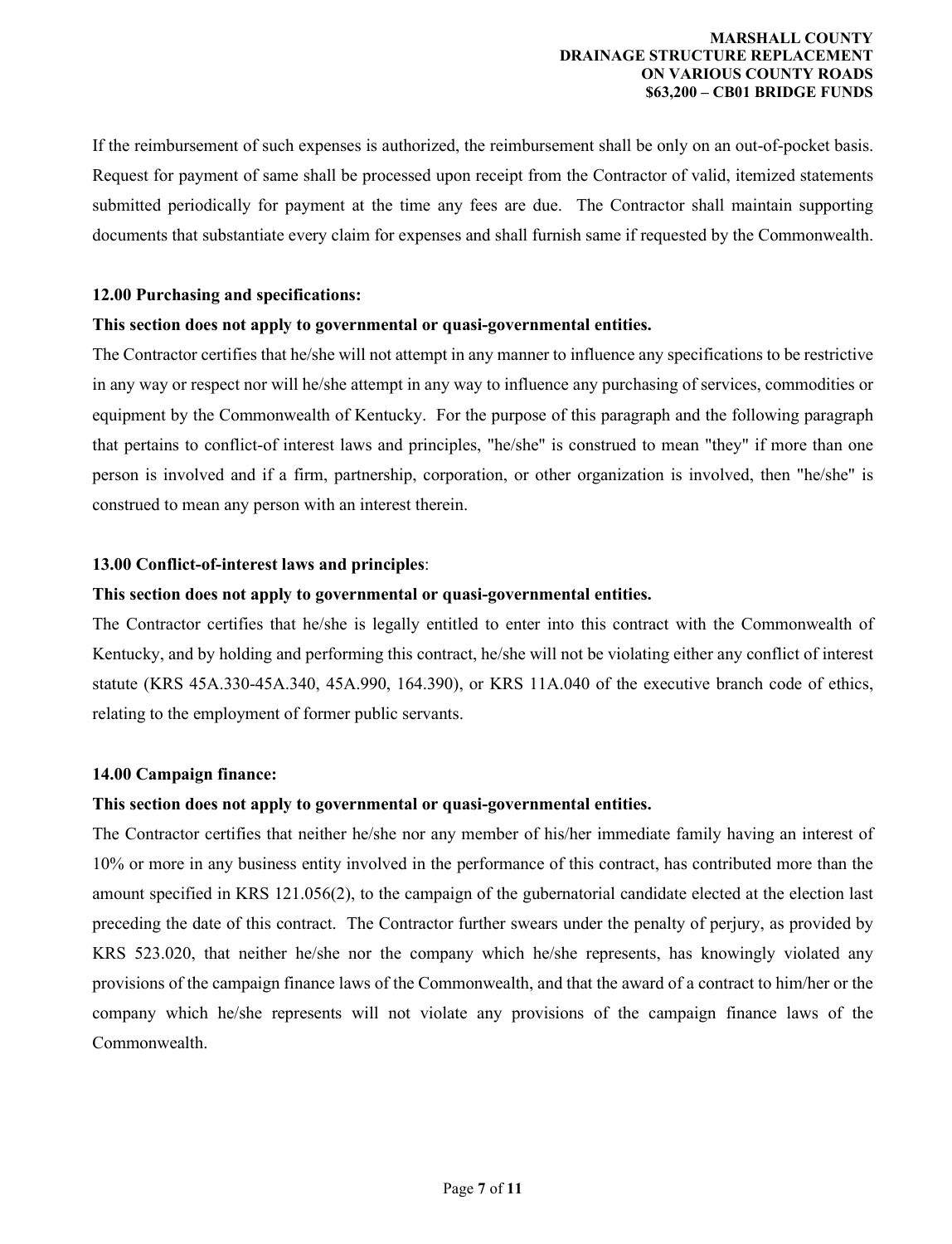If the reimbursement of such expenses is authorized, the reimbursement shall be only on an out-of-pocket basis. Request for payment of same shall be processed upon receipt from the Contractor of valid, itemized statements submitted periodically for payment at the time any fees are due. The Contractor shall maintain supporting documents that substantiate every claim for expenses and shall furnish same if requested by the Commonwealth.

**12.00 Purchasing and specifications:**

**This section does not apply to governmental or quasi-governmental entities.**

The Contractor certifies that he/she will not attempt in any manner to influence any specifications to be restrictive in any way or respect nor will he/she attempt in any way to influence any purchasing of services, commodities or equipment by the Commonwealth of Kentucky. For the purpose of this paragraph and the following paragraph that pertains to conflict-of interest laws and principles, "he/she" is construed to mean "they" if more than one person is involved and if a firm, partnership, corporation, or other organization is involved, then "he/she" is construed to mean any person with an interest therein.

**13.00 Conflict-of-interest laws and principles**:

**This section does not apply to governmental or quasi-governmental entities.**

The Contractor certifies that he/she is legally entitled to enter into this contract with the Commonwealth of Kentucky, and by holding and performing this contract, he/she will not be violating either any conflict of interest statute (KRS 45A.330-45A.340, 45A.990, 164.390), or KRS 11A.040 of the executive branch code of ethics, relating to the employment of former public servants.

**14.00 Campaign finance:**

**This section does not apply to governmental or quasi-governmental entities.**

The Contractor certifies that neither he/she nor any member of his/her immediate family having an interest of 10% or more in any business entity involved in the performance of this contract, has contributed more than the amount specified in KRS 121.056(2), to the campaign of the gubernatorial candidate elected at the election last preceding the date of this contract. The Contractor further swears under the penalty of perjury, as provided by KRS 523.020, that neither he/she nor the company which he/she represents, has knowingly violated any provisions of the campaign finance laws of the Commonwealth, and that the award of a contract to him/her or the company which he/she represents will not violate any provisions of the campaign finance laws of the Commonwealth.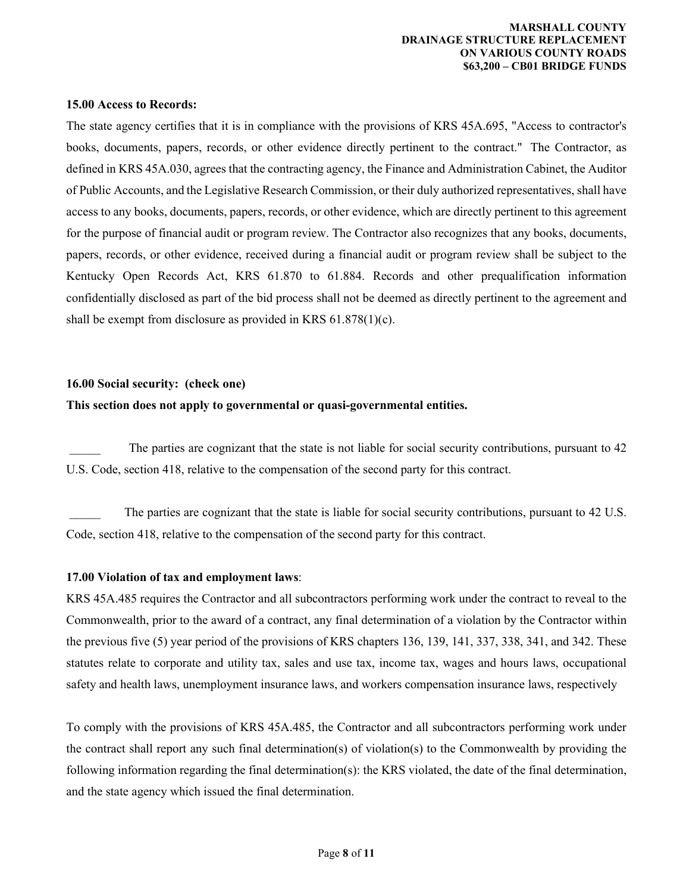**15.00 Access to Records:**

The state agency certifies that it is in compliance with the provisions of KRS 45A.695, "Access to contractor's books, documents, papers, records, or other evidence directly pertinent to the contract." The Contractor, as defined in KRS 45A.030, agrees that the contracting agency, the Finance and Administration Cabinet, the Auditor of Public Accounts, and the Legislative Research Commission, or their duly authorized representatives, shall have access to any books, documents, papers, records, or other evidence, which are directly pertinent to this agreement for the purpose of financial audit or program review. The Contractor also recognizes that any books, documents, papers, records, or other evidence, received during a financial audit or program review shall be subject to the Kentucky Open Records Act, KRS 61.870 to 61.884. Records and other prequalification information confidentially disclosed as part of the bid process shall not be deemed as directly pertinent to the agreement and shall be exempt from disclosure as provided in KRS 61.878(1)(c).

**16.00 Social security: (check one)**

**This section does not apply to governmental or quasi-governmental entities.**

_____ The parties are cognizant that the state is not liable for social security contributions, pursuant to 42 U.S. Code, section 418, relative to the compensation of the second party for this contract.

_____ The parties are cognizant that the state is liable for social security contributions, pursuant to 42 U.S. Code, section 418, relative to the compensation of the second party for this contract.

**17.00 Violation of tax and employment laws**:

KRS 45A.485 requires the Contractor and all subcontractors performing work under the contract to reveal to the Commonwealth, prior to the award of a contract, any final determination of a violation by the Contractor within the previous five (5) year period of the provisions of KRS chapters 136, 139, 141, 337, 338, 341, and 342. These statutes relate to corporate and utility tax, sales and use tax, income tax, wages and hours laws, occupational safety and health laws, unemployment insurance laws, and workers compensation insurance laws, respectively

To comply with the provisions of KRS 45A.485, the Contractor and all subcontractors performing work under the contract shall report any such final determination(s) of violation(s) to the Commonwealth by providing the following information regarding the final determination(s): the KRS violated, the date of the final determination, and the state agency which issued the final determination.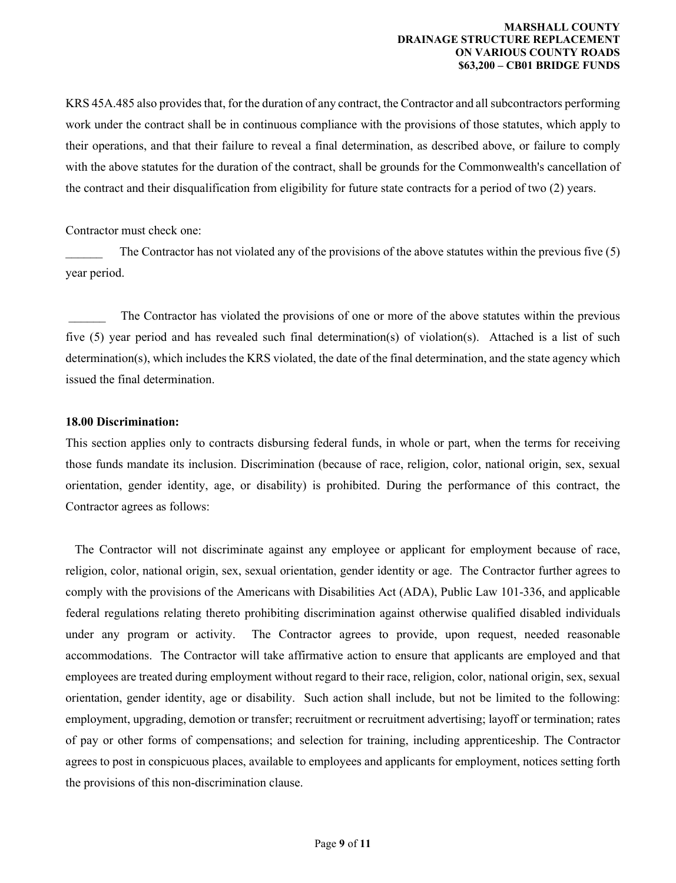KRS 45A.485 also provides that, for the duration of any contract, the Contractor and all subcontractors performing work under the contract shall be in continuous compliance with the provisions of those statutes, which apply to their operations, and that their failure to reveal a final determination, as described above, or failure to comply with the above statutes for the duration of the contract, shall be grounds for the Commonwealth's cancellation of the contract and their disqualification from eligibility for future state contracts for a period of two (2) years.

Contractor must check one:

______ The Contractor has not violated any of the provisions of the above statutes within the previous five (5) year period.

______ The Contractor has violated the provisions of one or more of the above statutes within the previous five (5) year period and has revealed such final determination(s) of violation(s). Attached is a list of such determination(s), which includes the KRS violated, the date of the final determination, and the state agency which issued the final determination.

**18.00 Discrimination:**

This section applies only to contracts disbursing federal funds, in whole or part, when the terms for receiving those funds mandate its inclusion. Discrimination (because of race, religion, color, national origin, sex, sexual orientation, gender identity, age, or disability) is prohibited. During the performance of this contract, the Contractor agrees as follows:

The Contractor will not discriminate against any employee or applicant for employment because of race, religion, color, national origin, sex, sexual orientation, gender identity or age. The Contractor further agrees to comply with the provisions of the Americans with Disabilities Act (ADA), Public Law 101-336, and applicable federal regulations relating thereto prohibiting discrimination against otherwise qualified disabled individuals under any program or activity. The Contractor agrees to provide, upon request, needed reasonable accommodations. The Contractor will take affirmative action to ensure that applicants are employed and that employees are treated during employment without regard to their race, religion, color, national origin, sex, sexual orientation, gender identity, age or disability. Such action shall include, but not be limited to the following: employment, upgrading, demotion or transfer; recruitment or recruitment advertising; layoff or termination; rates of pay or other forms of compensations; and selection for training, including apprenticeship. The Contractor agrees to post in conspicuous places, available to employees and applicants for employment, notices setting forth the provisions of this non-discrimination clause.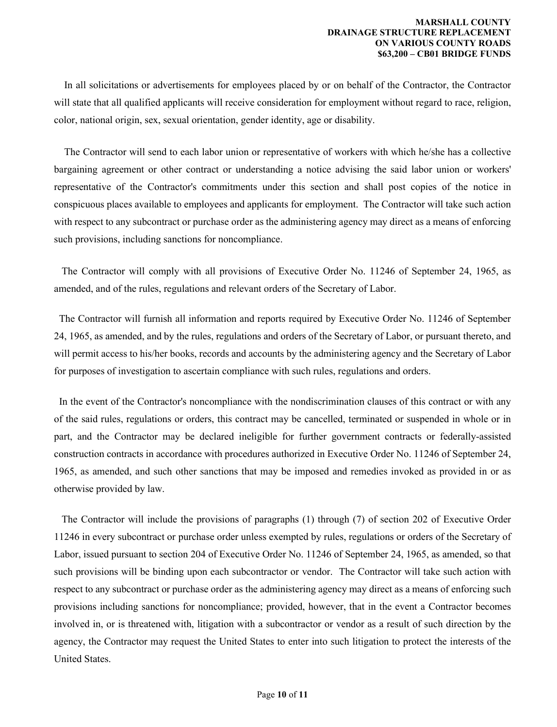In all solicitations or advertisements for employees placed by or on behalf of the Contractor, the Contractor will state that all qualified applicants will receive consideration for employment without regard to race, religion, color, national origin, sex, sexual orientation, gender identity, age or disability.

The Contractor will send to each labor union or representative of workers with which he/she has a collective bargaining agreement or other contract or understanding a notice advising the said labor union or workers' representative of the Contractor's commitments under this section and shall post copies of the notice in conspicuous places available to employees and applicants for employment. The Contractor will take such action with respect to any subcontract or purchase order as the administering agency may direct as a means of enforcing such provisions, including sanctions for noncompliance.

The Contractor will comply with all provisions of Executive Order No. 11246 of September 24, 1965, as amended, and of the rules, regulations and relevant orders of the Secretary of Labor.

The Contractor will furnish all information and reports required by Executive Order No. 11246 of September 24, 1965, as amended, and by the rules, regulations and orders of the Secretary of Labor, or pursuant thereto, and will permit access to his/her books, records and accounts by the administering agency and the Secretary of Labor for purposes of investigation to ascertain compliance with such rules, regulations and orders.

In the event of the Contractor's noncompliance with the nondiscrimination clauses of this contract or with any of the said rules, regulations or orders, this contract may be cancelled, terminated or suspended in whole or in part, and the Contractor may be declared ineligible for further government contracts or federally-assisted construction contracts in accordance with procedures authorized in Executive Order No. 11246 of September 24, 1965, as amended, and such other sanctions that may be imposed and remedies invoked as provided in or as otherwise provided by law.

The Contractor will include the provisions of paragraphs (1) through (7) of section 202 of Executive Order 11246 in every subcontract or purchase order unless exempted by rules, regulations or orders of the Secretary of Labor, issued pursuant to section 204 of Executive Order No. 11246 of September 24, 1965, as amended, so that such provisions will be binding upon each subcontractor or vendor. The Contractor will take such action with respect to any subcontract or purchase order as the administering agency may direct as a means of enforcing such provisions including sanctions for noncompliance; provided, however, that in the event a Contractor becomes involved in, or is threatened with, litigation with a subcontractor or vendor as a result of such direction by the agency, the Contractor may request the United States to enter into such litigation to protect the interests of the United States.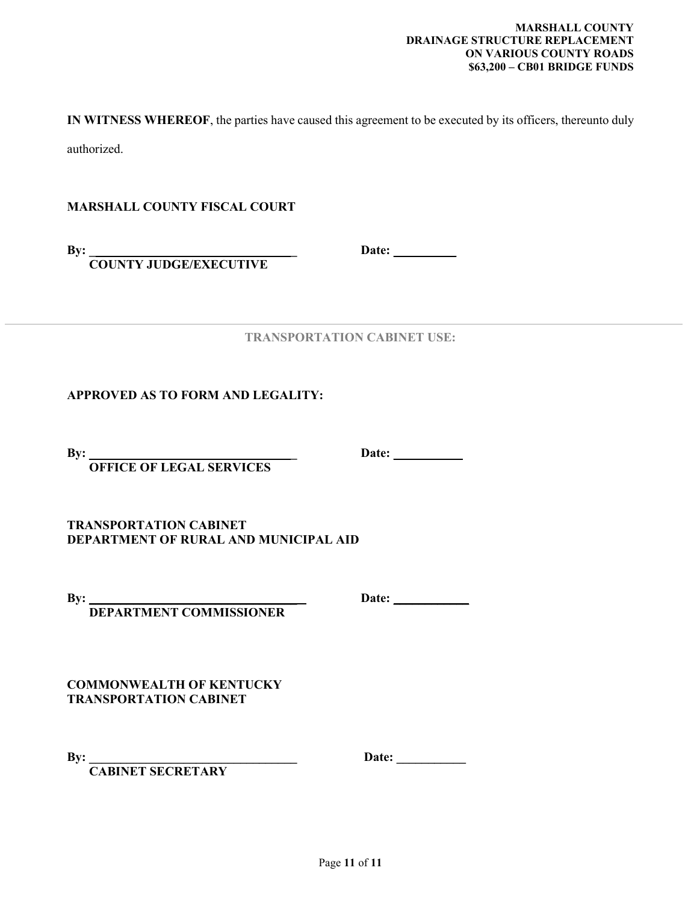**IN WITNESS WHEREOF**, the parties have caused this agreement to be executed by its officers, thereunto duly authorized.

**MARSHALL COUNTY FISCAL COURT**

**By:** ________________________________ **Date:** __________
**COUNTY JUDGE/EXECUTIVE**

---

**TRANSPORTATION CABINET USE:**

**APPROVED AS TO FORM AND LEGALITY:**

**By:** ________________________________ **Date:** ___________
**OFFICE OF LEGAL SERVICES**

**TRANSPORTATION CABINET**
**DEPARTMENT OF RURAL AND MUNICIPAL AID**

**By:** __________________________________ **Date:** ____________
**DEPARTMENT COMMISSIONER**

**COMMONWEALTH OF KENTUCKY**
**TRANSPORTATION CABINET**

**By:** _________________________________ **Date:** ___________
**CABINET SECRETARY**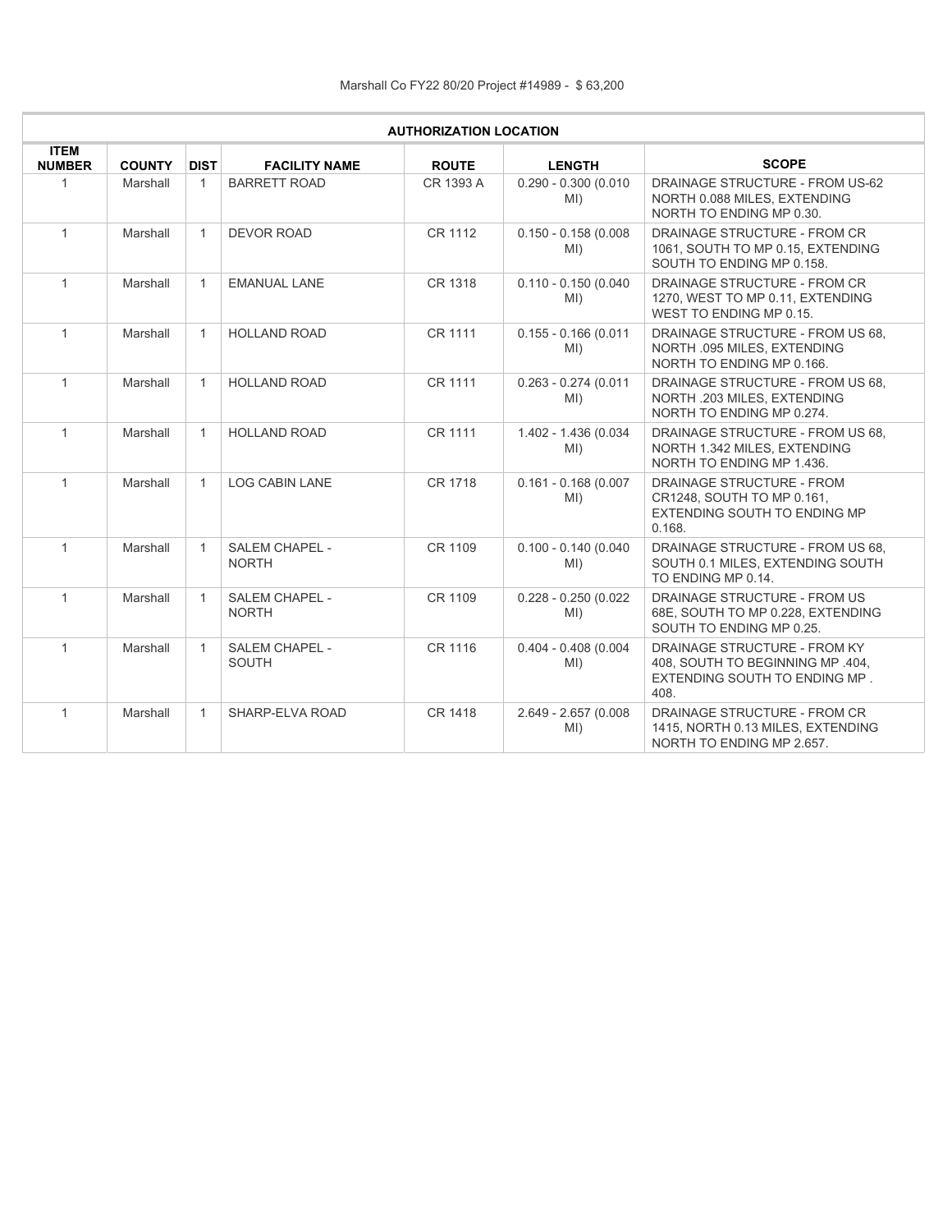Marshall Co FY22 80/20 Project #14989 - $ 63,200

| AUTHORIZATION LOCATION | | | | | | |
|---|---|---|---|---|---|---|
| ITEM NUMBER | COUNTY | DIST | FACILITY NAME | ROUTE | LENGTH | SCOPE |
| 1 | Marshall | 1 | BARRETT ROAD | CR 1393 A | 0.290 - 0.300 (0.010 MI) | DRAINAGE STRUCTURE - FROM US-62 NORTH 0.088 MILES, EXTENDING NORTH TO ENDING MP 0.30. |
| 1 | Marshall | 1 | DEVOR ROAD | CR 1112 | 0.150 - 0.158 (0.008 MI) | DRAINAGE STRUCTURE - FROM CR 1061, SOUTH TO MP 0.15, EXTENDING SOUTH TO ENDING MP 0.158. |
| 1 | Marshall | 1 | EMANUAL LANE | CR 1318 | 0.110 - 0.150 (0.040 MI) | DRAINAGE STRUCTURE - FROM CR 1270, WEST TO MP 0.11, EXTENDING WEST TO ENDING MP 0.15. |
| 1 | Marshall | 1 | HOLLAND ROAD | CR 1111 | 0.155 - 0.166 (0.011 MI) | DRAINAGE STRUCTURE - FROM US 68, NORTH .095 MILES, EXTENDING NORTH TO ENDING MP 0.166. |
| 1 | Marshall | 1 | HOLLAND ROAD | CR 1111 | 0.263 - 0.274 (0.011 MI) | DRAINAGE STRUCTURE - FROM US 68, NORTH .203 MILES, EXTENDING NORTH TO ENDING MP 0.274. |
| 1 | Marshall | 1 | HOLLAND ROAD | CR 1111 | 1.402 - 1.436 (0.034 MI) | DRAINAGE STRUCTURE - FROM US 68, NORTH 1.342 MILES, EXTENDING NORTH TO ENDING MP 1.436. |
| 1 | Marshall | 1 | LOG CABIN LANE | CR 1718 | 0.161 - 0.168 (0.007 MI) | DRAINAGE STRUCTURE - FROM CR1248, SOUTH TO MP 0.161, EXTENDING SOUTH TO ENDING MP 0.168. |
| 1 | Marshall | 1 | SALEM CHAPEL - NORTH | CR 1109 | 0.100 - 0.140 (0.040 MI) | DRAINAGE STRUCTURE - FROM US 68, SOUTH 0.1 MILES, EXTENDING SOUTH TO ENDING MP 0.14. |
| 1 | Marshall | 1 | SALEM CHAPEL - NORTH | CR 1109 | 0.228 - 0.250 (0.022 MI) | DRAINAGE STRUCTURE - FROM US 68E, SOUTH TO MP 0.228, EXTENDING SOUTH TO ENDING MP 0.25. |
| 1 | Marshall | 1 | SALEM CHAPEL - SOUTH | CR 1116 | 0.404 - 0.408 (0.004 MI) | DRAINAGE STRUCTURE - FROM KY 408, SOUTH TO BEGINNING MP .404, EXTENDING SOUTH TO ENDING MP . 408. |
| 1 | Marshall | 1 | SHARP-ELVA ROAD | CR 1418 | 2.649 - 2.657 (0.008 MI) | DRAINAGE STRUCTURE - FROM CR 1415, NORTH 0.13 MILES, EXTENDING NORTH TO ENDING MP 2.657. |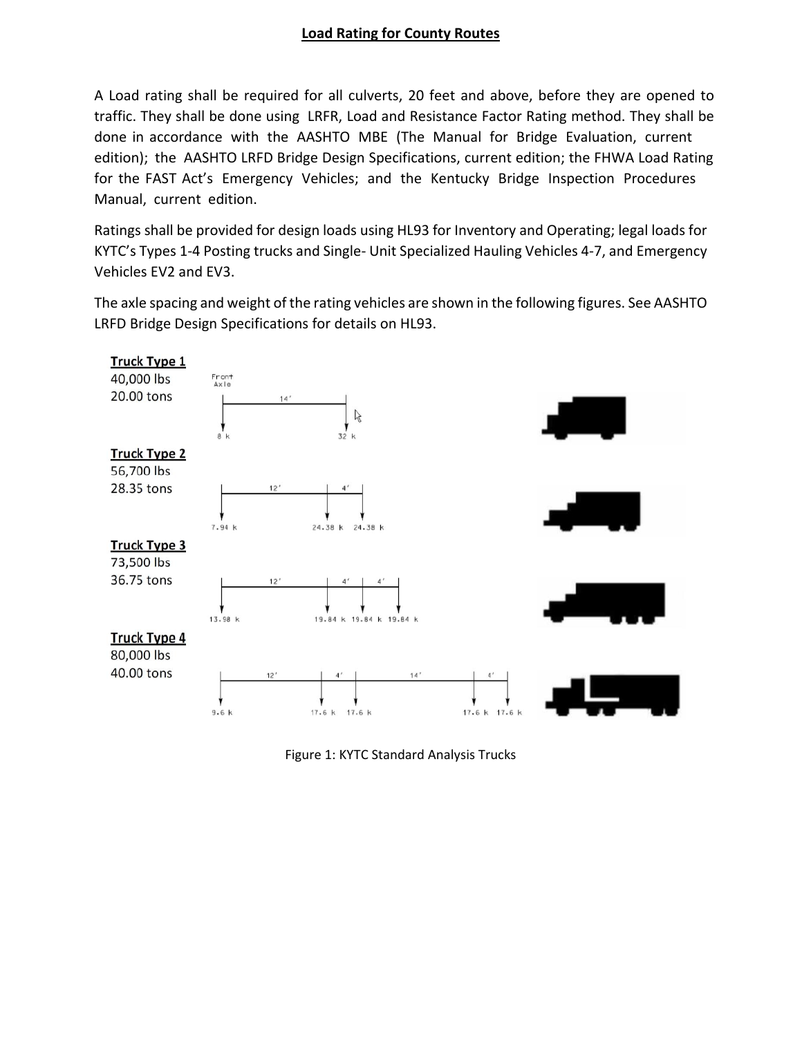## Load Rating for County Routes

A Load rating shall be required for all culverts, 20 feet and above, before they are opened to traffic. They shall be done using LRFR, Load and Resistance Factor Rating method. They shall be done in accordance with the AASHTO MBE (The Manual for Bridge Evaluation, current edition); the AASHTO LRFD Bridge Design Specifications, current edition; the FHWA Load Rating for the FAST Act's Emergency Vehicles; and the Kentucky Bridge Inspection Procedures Manual, current edition.

Ratings shall be provided for design loads using HL93 for Inventory and Operating; legal loads for KYTC's Types 1-4 Posting trucks and Single- Unit Specialized Hauling Vehicles 4-7, and Emergency Vehicles EV2 and EV3.

The axle spacing and weight of the rating vehicles are shown in the following figures. See AASHTO LRFD Bridge Design Specifications for details on HL93.

**Truck Type 1**
40,000 lbs
20.00 tons

Front Axle — 14' — 8 k, 32 k

**Truck Type 2**
56,700 lbs
28.35 tons

12' — 4' — 7.94 k, 24.38 k, 24.38 k

**Truck Type 3**
73,500 lbs
36.75 tons

12' — 4' — 4' — 13.98 k, 19.84 k, 19.84 k, 19.84 k

**Truck Type 4**
80,000 lbs
40.00 tons

12' — 4' — 14' — 4' — 9.6 k, 17.6 k, 17.6 k, 17.6 k, 17.6 k

Figure 1: KYTC Standard Analysis Trucks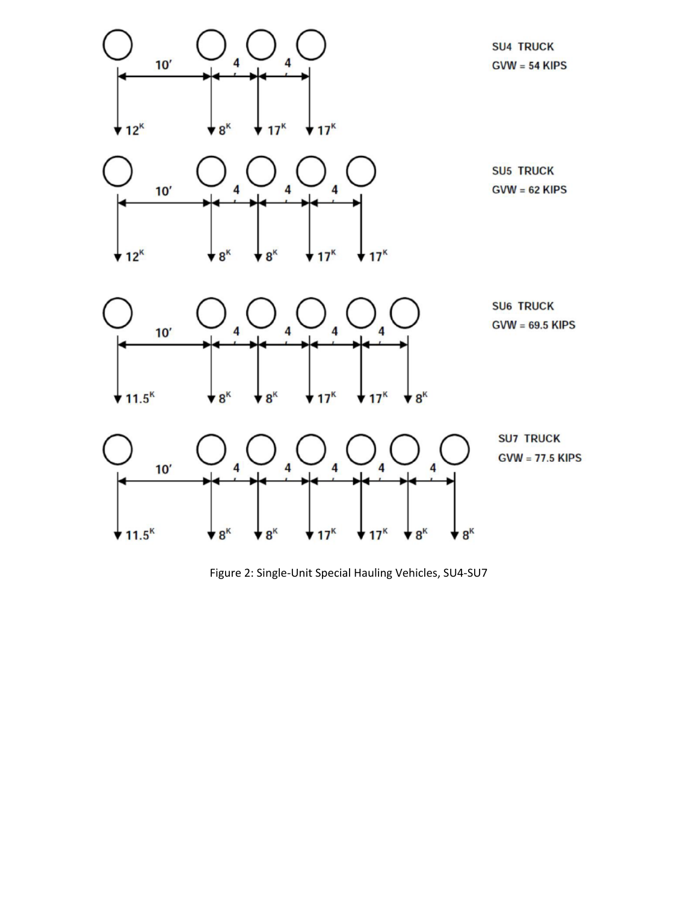**SU4 TRUCK**
GVW = 54 KIPS

Axle spacing: 10′ – 4′ – 4′

Axle loads: $12^K$, $8^K$, $17^K$, $17^K$

**SU5 TRUCK**
GVW = 62 KIPS

Axle spacing: 10′ – 4′ – 4′ – 4′

Axle loads: $12^K$, $8^K$, $8^K$, $17^K$, $17^K$

**SU6 TRUCK**
GVW = 69.5 KIPS

Axle spacing: 10′ – 4′ – 4′ – 4′ – 4′

Axle loads: $11.5^K$, $8^K$, $8^K$, $17^K$, $17^K$, $8^K$

**SU7 TRUCK**
GVW = 77.5 KIPS

Axle spacing: 10′ – 4′ – 4′ – 4′ – 4′ – 4′

Axle loads: $11.5^K$, $8^K$, $8^K$, $17^K$, $17^K$, $8^K$, $8^K$

Figure 2: Single-Unit Special Hauling Vehicles, SU4-SU7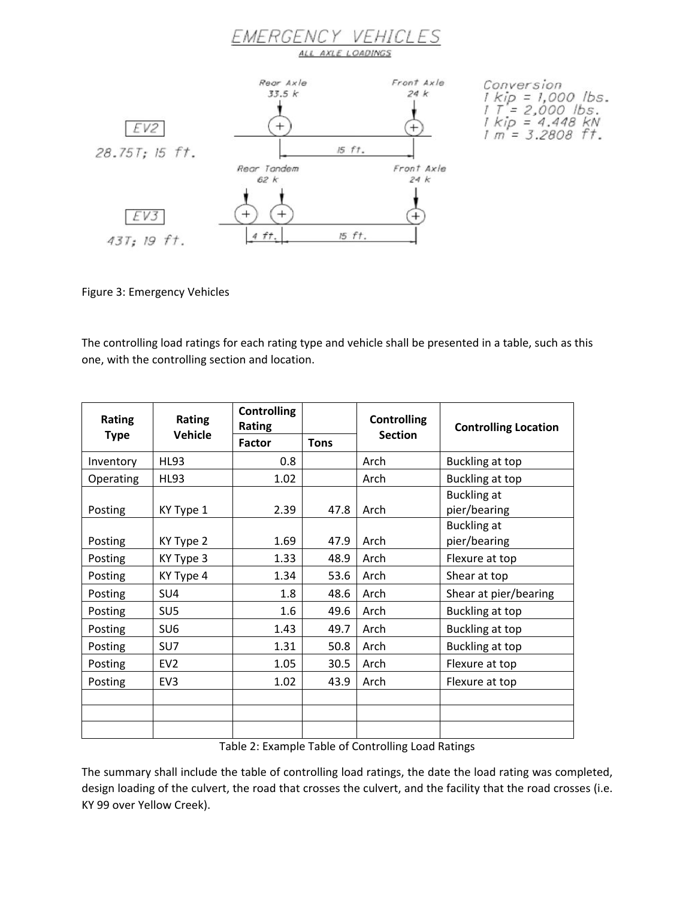EMERGENCY VEHICLES
ALL AXLE LOADINGS

EV2
28.75T; 15 ft.

Rear Axle 33.5 k — Front Axle 24 k — 15 ft.

EV3
43T; 19 ft.

Rear Tandem 62 k — Front Axle 24 k — 4 ft. — 15 ft.

Conversion
1 kip = 1,000 lbs.
1 T = 2,000 lbs.
1 kip = 4.448 kN
1 m = 3.2808 ft.

Figure 3: Emergency Vehicles

The controlling load ratings for each rating type and vehicle shall be presented in a table, such as this one, with the controlling section and location.

| Rating Type | Rating Vehicle | Controlling Rating | | Controlling Section | Controlling Location |
|---|---|---|---|---|---|
| | | Factor | Tons | | |
| Inventory | HL93 | 0.8 | | Arch | Buckling at top |
| Operating | HL93 | 1.02 | | Arch | Buckling at top |
| Posting | KY Type 1 | 2.39 | 47.8 | Arch | Buckling at pier/bearing |
| Posting | KY Type 2 | 1.69 | 47.9 | Arch | Buckling at pier/bearing |
| Posting | KY Type 3 | 1.33 | 48.9 | Arch | Flexure at top |
| Posting | KY Type 4 | 1.34 | 53.6 | Arch | Shear at top |
| Posting | SU4 | 1.8 | 48.6 | Arch | Shear at pier/bearing |
| Posting | SU5 | 1.6 | 49.6 | Arch | Buckling at top |
| Posting | SU6 | 1.43 | 49.7 | Arch | Buckling at top |
| Posting | SU7 | 1.31 | 50.8 | Arch | Buckling at top |
| Posting | EV2 | 1.05 | 30.5 | Arch | Flexure at top |
| Posting | EV3 | 1.02 | 43.9 | Arch | Flexure at top |
| | | | | | |
| | | | | | |
| | | | | | |

Table 2: Example Table of Controlling Load Ratings

The summary shall include the table of controlling load ratings, the date the load rating was completed, design loading of the culvert, the road that crosses the culvert, and the facility that the road crosses (i.e. KY 99 over Yellow Creek).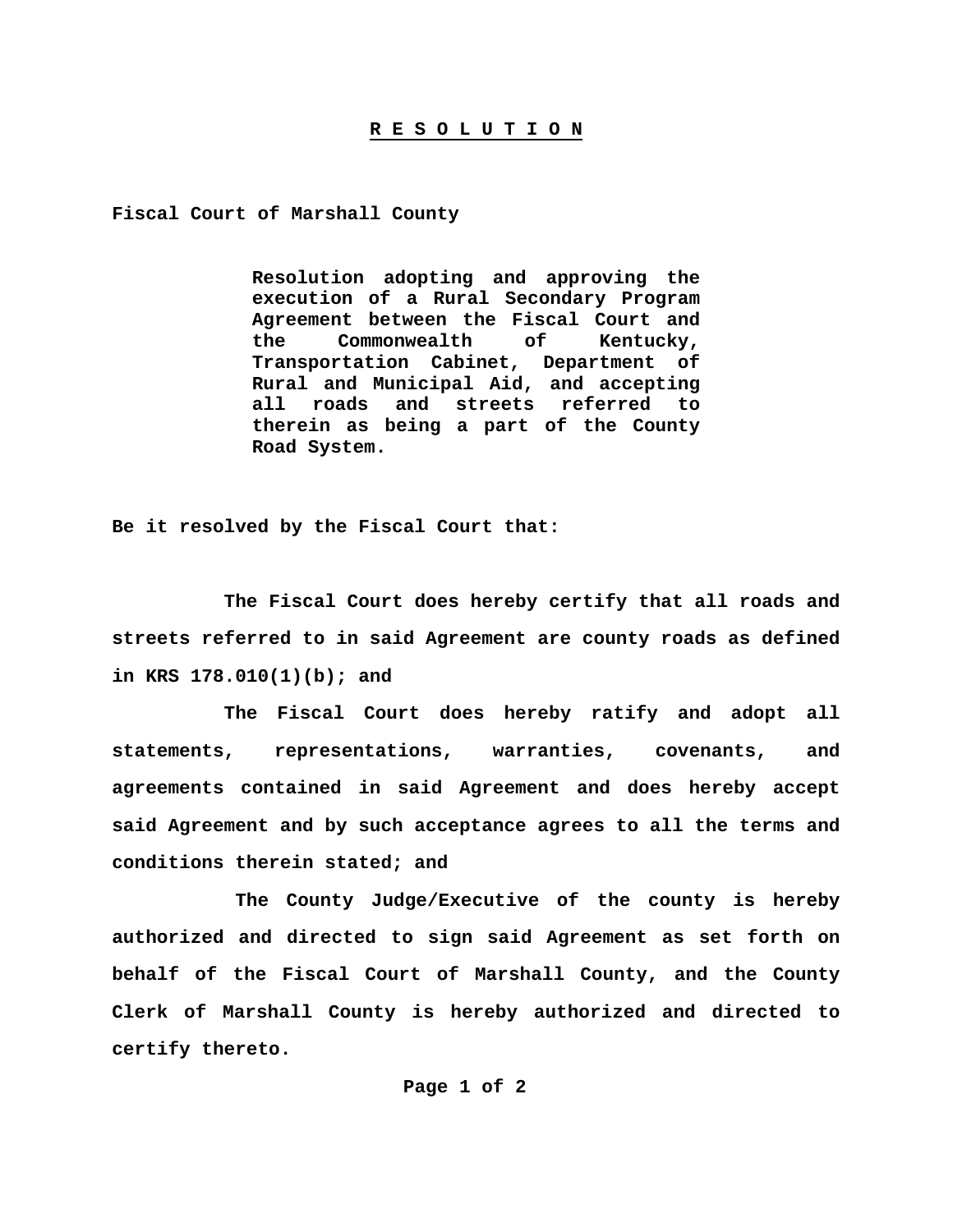# R E S O L U T I O N

**Fiscal Court of Marshall County**

**Resolution adopting and approving the execution of a Rural Secondary Program Agreement between the Fiscal Court and the Commonwealth of Kentucky, Transportation Cabinet, Department of Rural and Municipal Aid, and accepting all roads and streets referred to therein as being a part of the County Road System.**

**Be it resolved by the Fiscal Court that:**

**The Fiscal Court does hereby certify that all roads and streets referred to in said Agreement are county roads as defined in KRS 178.010(1)(b); and**

**The Fiscal Court does hereby ratify and adopt all statements, representations, warranties, covenants, and agreements contained in said Agreement and does hereby accept said Agreement and by such acceptance agrees to all the terms and conditions therein stated; and**

**The County Judge/Executive of the county is hereby authorized and directed to sign said Agreement as set forth on behalf of the Fiscal Court of Marshall County, and the County Clerk of Marshall County is hereby authorized and directed to certify thereto.**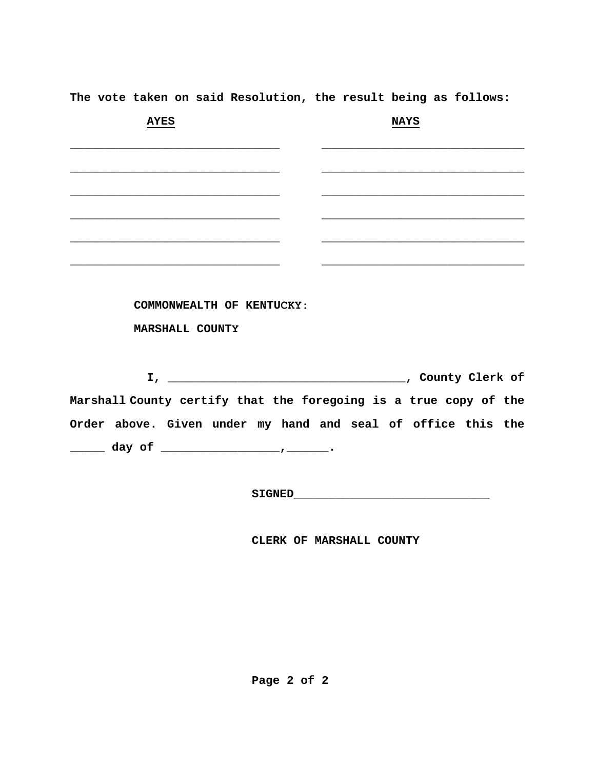**The vote taken on said Resolution, the result being as follows:**

| **AYES** | **NAYS** |
| --- | --- |
| ______________________________ | ______________________________ |
| ______________________________ | ______________________________ |
| ______________________________ | ______________________________ |
| ______________________________ | ______________________________ |
| ______________________________ | ______________________________ |
| ______________________________ | ______________________________ |

**COMMONWEALTH OF KENTUCKY:**

**MARSHALL COUNTY**

**I, __________________________________, County Clerk of Marshall County certify that the foregoing is a true copy of the Order above. Given under my hand and seal of office this the _____ day of _________________,______.**

**SIGNED____________________________**

**CLERK OF MARSHALL COUNTY**